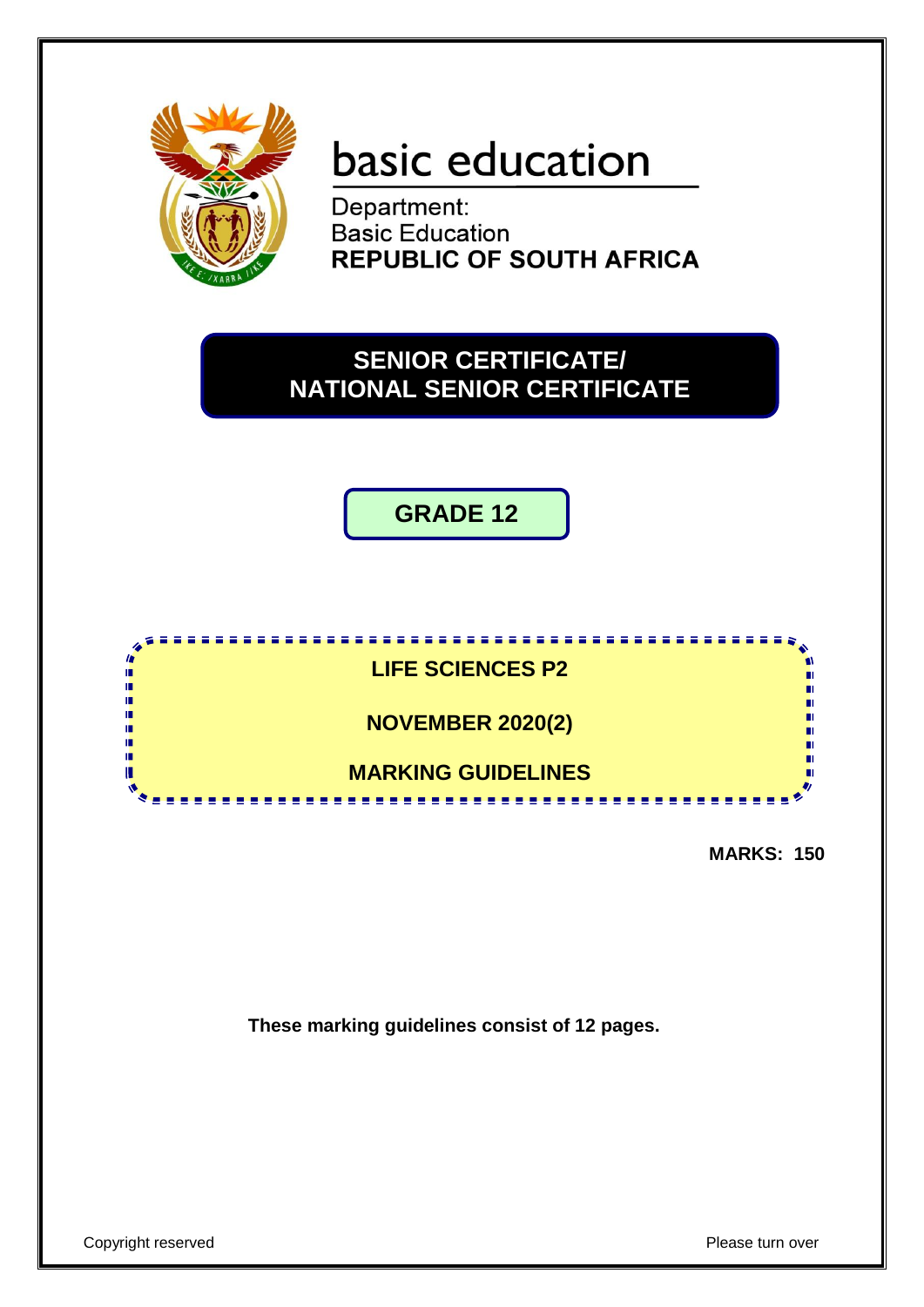basic education

Department:
Basic Education
**REPUBLIC OF SOUTH AFRICA**

# SENIOR CERTIFICATE/ NATIONAL SENIOR CERTIFICATE

## GRADE 12

## LIFE SCIENCES P2

## NOVEMBER 2020(2)

## MARKING GUIDELINES

**MARKS: 150**

**These marking guidelines consist of 12 pages.**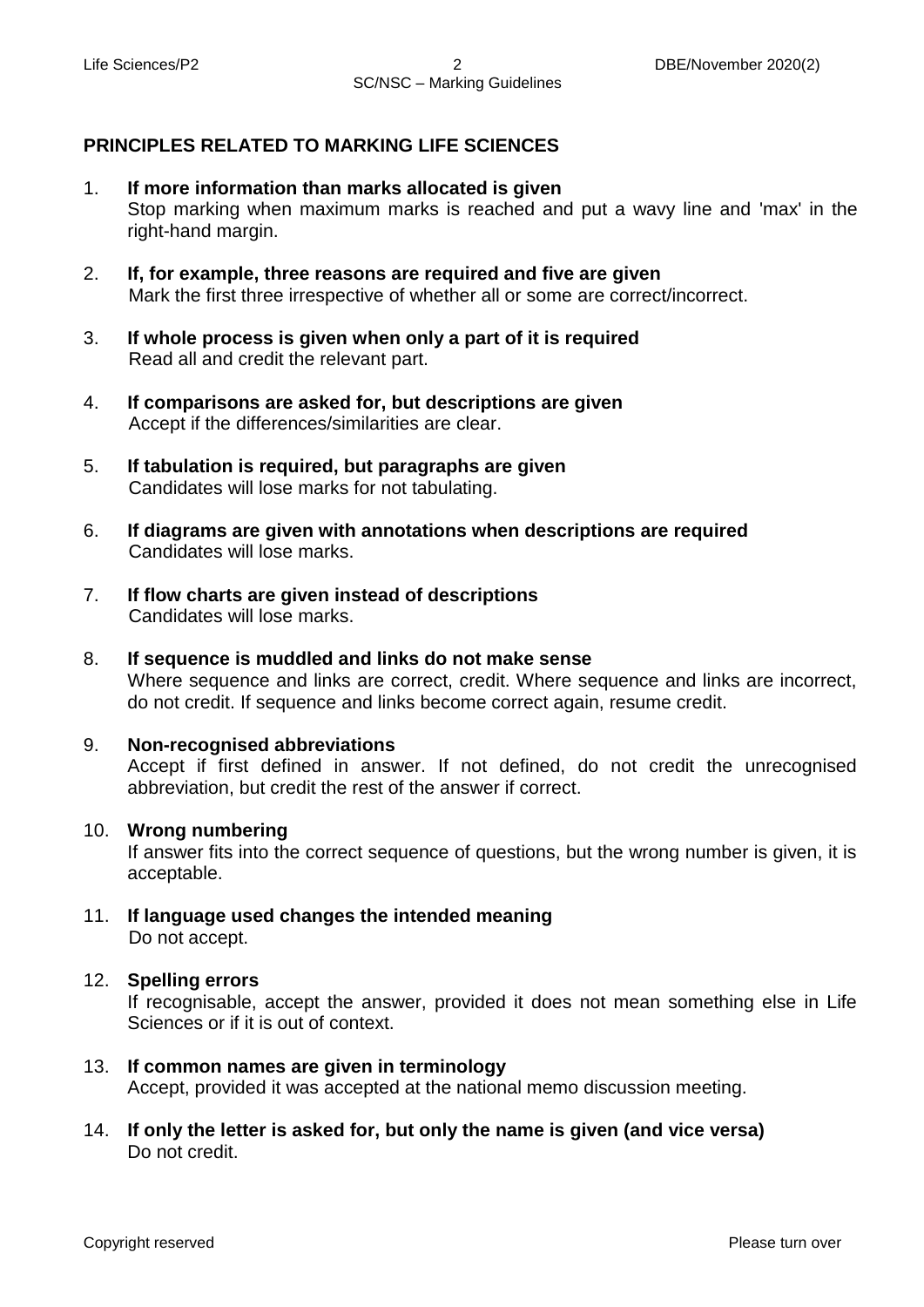## PRINCIPLES RELATED TO MARKING LIFE SCIENCES

1. **If more information than marks allocated is given**
   Stop marking when maximum marks is reached and put a wavy line and 'max' in the right-hand margin.

2. **If, for example, three reasons are required and five are given**
   Mark the first three irrespective of whether all or some are correct/incorrect.

3. **If whole process is given when only a part of it is required**
   Read all and credit the relevant part.

4. **If comparisons are asked for, but descriptions are given**
   Accept if the differences/similarities are clear.

5. **If tabulation is required, but paragraphs are given**
   Candidates will lose marks for not tabulating.

6. **If diagrams are given with annotations when descriptions are required**
   Candidates will lose marks.

7. **If flow charts are given instead of descriptions**
   Candidates will lose marks.

8. **If sequence is muddled and links do not make sense**
   Where sequence and links are correct, credit. Where sequence and links are incorrect, do not credit. If sequence and links become correct again, resume credit.

9. **Non-recognised abbreviations**
   Accept if first defined in answer. If not defined, do not credit the unrecognised abbreviation, but credit the rest of the answer if correct.

10. **Wrong numbering**
    If answer fits into the correct sequence of questions, but the wrong number is given, it is acceptable.

11. **If language used changes the intended meaning**
    Do not accept.

12. **Spelling errors**
    If recognisable, accept the answer, provided it does not mean something else in Life Sciences or if it is out of context.

13. **If common names are given in terminology**
    Accept, provided it was accepted at the national memo discussion meeting.

14. **If only the letter is asked for, but only the name is given (and vice versa)**
    Do not credit.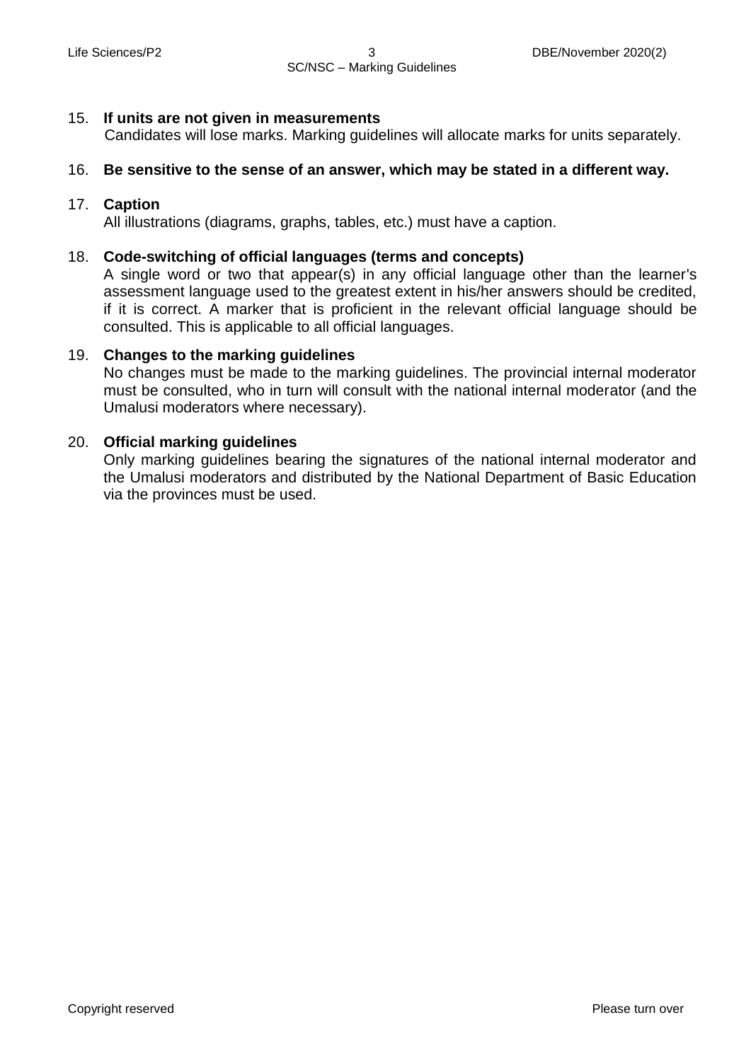15. **If units are not given in measurements**
    Candidates will lose marks. Marking guidelines will allocate marks for units separately.

16. **Be sensitive to the sense of an answer, which may be stated in a different way.**

17. **Caption**
    All illustrations (diagrams, graphs, tables, etc.) must have a caption.

18. **Code-switching of official languages (terms and concepts)**
    A single word or two that appear(s) in any official language other than the learner's assessment language used to the greatest extent in his/her answers should be credited, if it is correct. A marker that is proficient in the relevant official language should be consulted. This is applicable to all official languages.

19. **Changes to the marking guidelines**
    No changes must be made to the marking guidelines. The provincial internal moderator must be consulted, who in turn will consult with the national internal moderator (and the Umalusi moderators where necessary).

20. **Official marking guidelines**
    Only marking guidelines bearing the signatures of the national internal moderator and the Umalusi moderators and distributed by the National Department of Basic Education via the provinces must be used.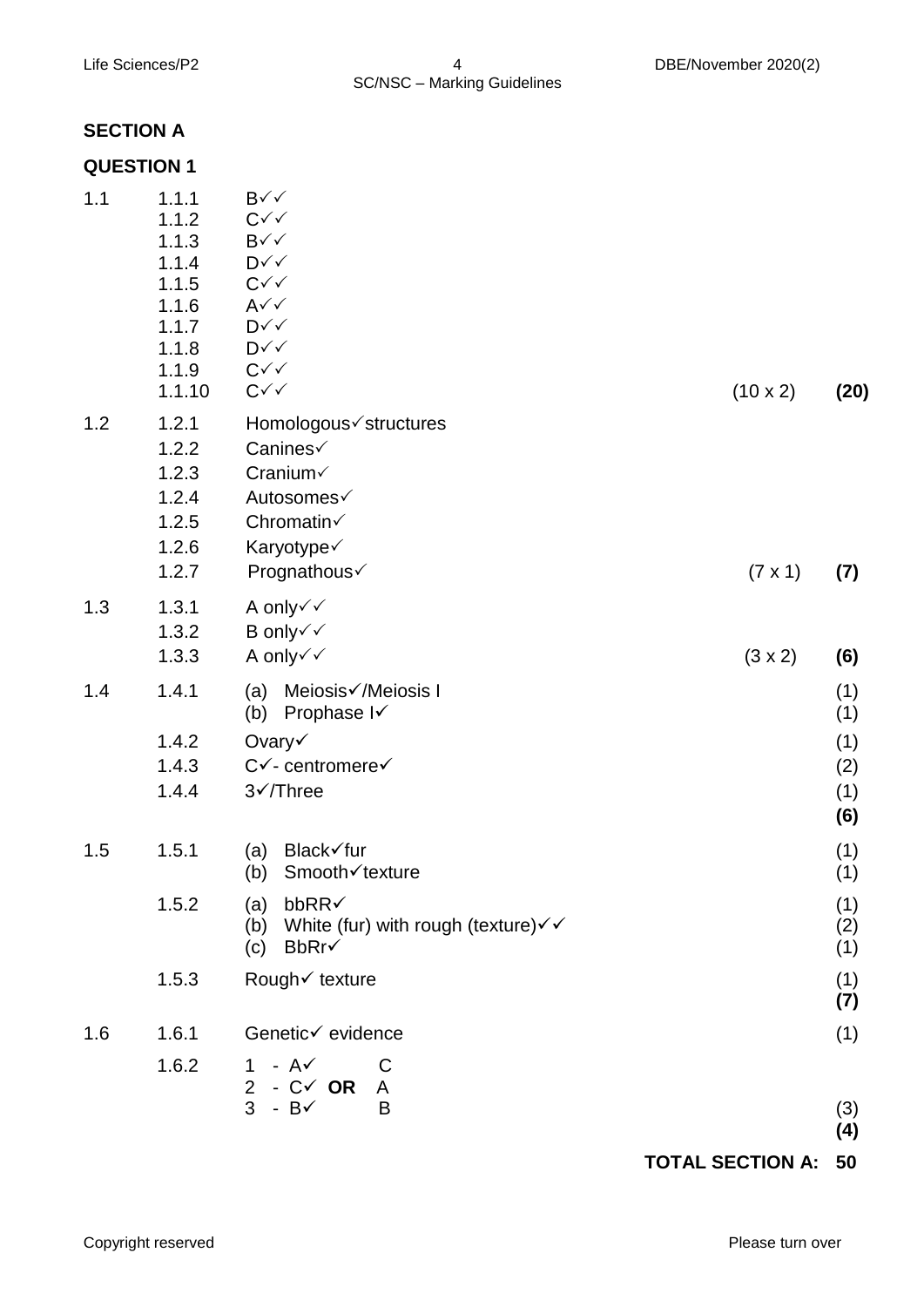## SECTION A

### QUESTION 1

| | | | | |
|---|---|---|---|---|
| 1.1 | 1.1.1 | B✓✓ | | |
| | 1.1.2 | C✓✓ | | |
| | 1.1.3 | B✓✓ | | |
| | 1.1.4 | D✓✓ | | |
| | 1.1.5 | C✓✓ | | |
| | 1.1.6 | A✓✓ | | |
| | 1.1.7 | D✓✓ | | |
| | 1.1.8 | D✓✓ | | |
| | 1.1.9 | C✓✓ | | |
| | 1.1.10 | C✓✓ | (10 x 2) | **(20)** |
| 1.2 | 1.2.1 | Homologous✓structures | | |
| | 1.2.2 | Canines✓ | | |
| | 1.2.3 | Cranium✓ | | |
| | 1.2.4 | Autosomes✓ | | |
| | 1.2.5 | Chromatin✓ | | |
| | 1.2.6 | Karyotype✓ | | |
| | 1.2.7 | Prognathous✓ | (7 x 1) | **(7)** |
| 1.3 | 1.3.1 | A only✓✓ | | |
| | 1.3.2 | B only✓✓ | | |
| | 1.3.3 | A only✓✓ | (3 x 2) | **(6)** |
| 1.4 | 1.4.1 | (a) Meiosis✓/Meiosis I | | (1) |
| | | (b) Prophase I✓ | | (1) |
| | 1.4.2 | Ovary✓ | | (1) |
| | 1.4.3 | C✓- centromere✓ | | (2) |
| | 1.4.4 | 3✓/Three | | (1) |
| | | | | **(6)** |
| 1.5 | 1.5.1 | (a) Black✓fur | | (1) |
| | | (b) Smooth✓texture | | (1) |
| | 1.5.2 | (a) bbRR✓ | | (1) |
| | | (b) White (fur) with rough (texture)✓✓ | | (2) |
| | | (c) BbRr✓ | | (1) |
| | 1.5.3 | Rough✓ texture | | (1) |
| | | | | **(7)** |
| 1.6 | 1.6.1 | Genetic✓ evidence | | (1) |
| | 1.6.2 | 1 - A✓ **OR** C<br>2 - C✓ **OR** A<br>3 - B✓ **OR** B | | (3) |
| | | | | **(4)** |

**TOTAL SECTION A: 50**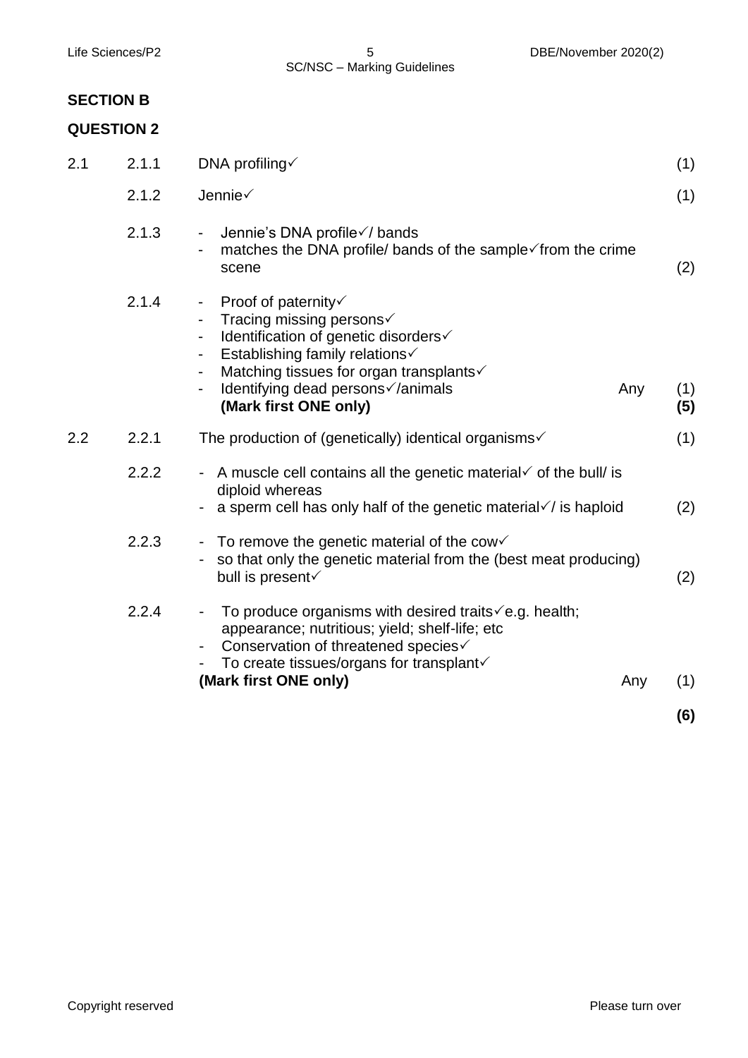## SECTION B

## QUESTION 2

| | | | | |
|---|---|---|---|---|
| 2.1 | 2.1.1 | DNA profiling✓ | | (1) |
| | 2.1.2 | Jennie✓ | | (1) |
| | 2.1.3 | - Jennie's DNA profile✓/ bands<br>- matches the DNA profile/ bands of the sample✓from the crime scene | | (2) |
| | 2.1.4 | - Proof of paternity✓<br>- Tracing missing persons✓<br>- Identification of genetic disorders✓<br>- Establishing family relations✓<br>- Matching tissues for organ transplants✓<br>- Identifying dead persons✓/animals<br>**(Mark first ONE only)** | Any | (1)<br>**(5)** |
| 2.2 | 2.2.1 | The production of (genetically) identical organisms✓ | | (1) |
| | 2.2.2 | - A muscle cell contains all the genetic material✓ of the bull/ is diploid whereas<br>- a sperm cell has only half of the genetic material✓/ is haploid | | (2) |
| | 2.2.3 | - To remove the genetic material of the cow✓<br>- so that only the genetic material from the (best meat producing) bull is present✓ | | (2) |
| | 2.2.4 | - To produce organisms with desired traits✓e.g. health; appearance; nutritious; yield; shelf-life; etc<br>- Conservation of threatened species✓<br>- To create tissues/organs for transplant✓<br>**(Mark first ONE only)** | Any | (1) |
| | | | | **(6)** |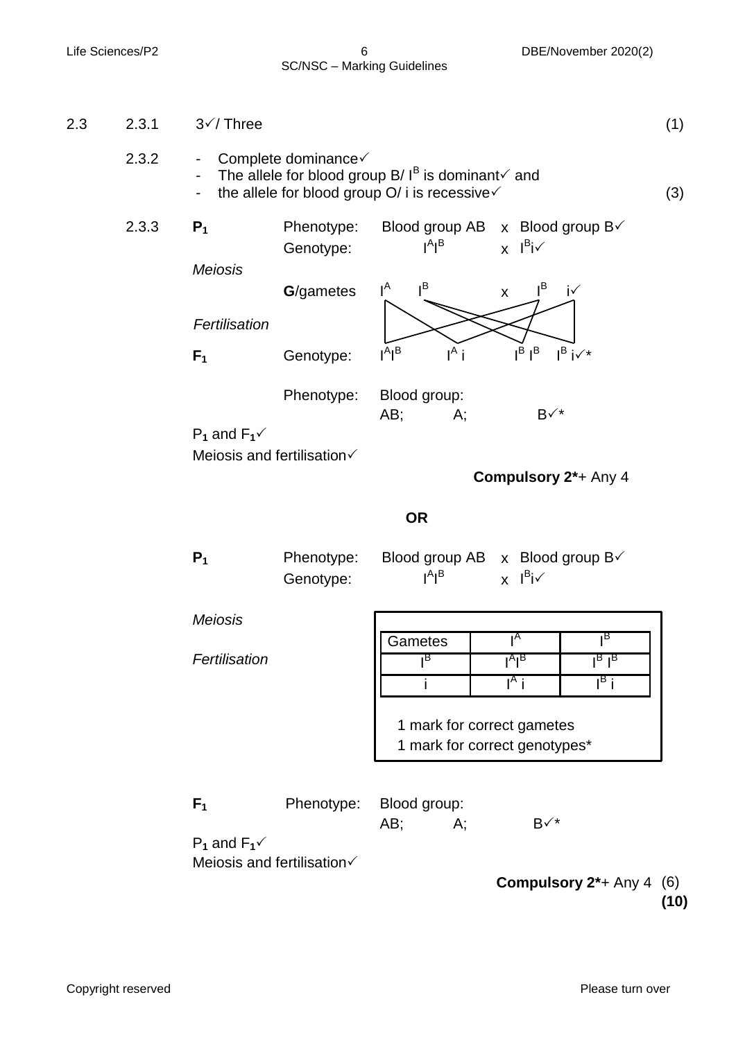2.3 2.3.1 3✓/ Three (1)

2.3.2
- Complete dominance✓
- The allele for blood group B/ $I^B$ is dominant✓ and
- the allele for blood group O/ i is recessive✓ (3)

2.3.3

| | | | | |
|---|---|---|---|---|
| **$P_1$** | Phenotype: | Blood group AB | x | Blood group B✓ |
| | Genotype: | $I^AI^B$ | x | $I^Bi$✓ |
| *Meiosis* | | | | |
| | **G**/gametes | $I^A$ $I^B$ | x | $I^B$ i✓ |
| *Fertilisation* | | | | |
| **$F_1$** | Genotype: | $I^AI^B$ $I^A$ i | | $I^B$ $I^B$ $I^B$ i✓* |
| | Phenotype: | Blood group: AB; A; | | B✓* |

$P_1$ and $F_1$✓
Meiosis and fertilisation✓

**Compulsory 2***+ Any 4

**OR**

| | | | | |
|---|---|---|---|---|
| **$P_1$** | Phenotype: | Blood group AB | x | Blood group B✓ |
| | Genotype: | $I^AI^B$ | x | $I^Bi$✓ |

*Meiosis*

*Fertilisation*

| Gametes | $I^A$ | $I^B$ |
|---|---|---|
| $I^B$ | $I^AI^B$ | $I^B$ $I^B$ |
| i | $I^A$ i | $I^B$ i |

1 mark for correct gametes
1 mark for correct genotypes*

**$F_1$** Phenotype: Blood group: AB; A; B✓*

$P_1$ and $F_1$✓
Meiosis and fertilisation✓

**Compulsory 2***+ Any 4 (6)

**(10)**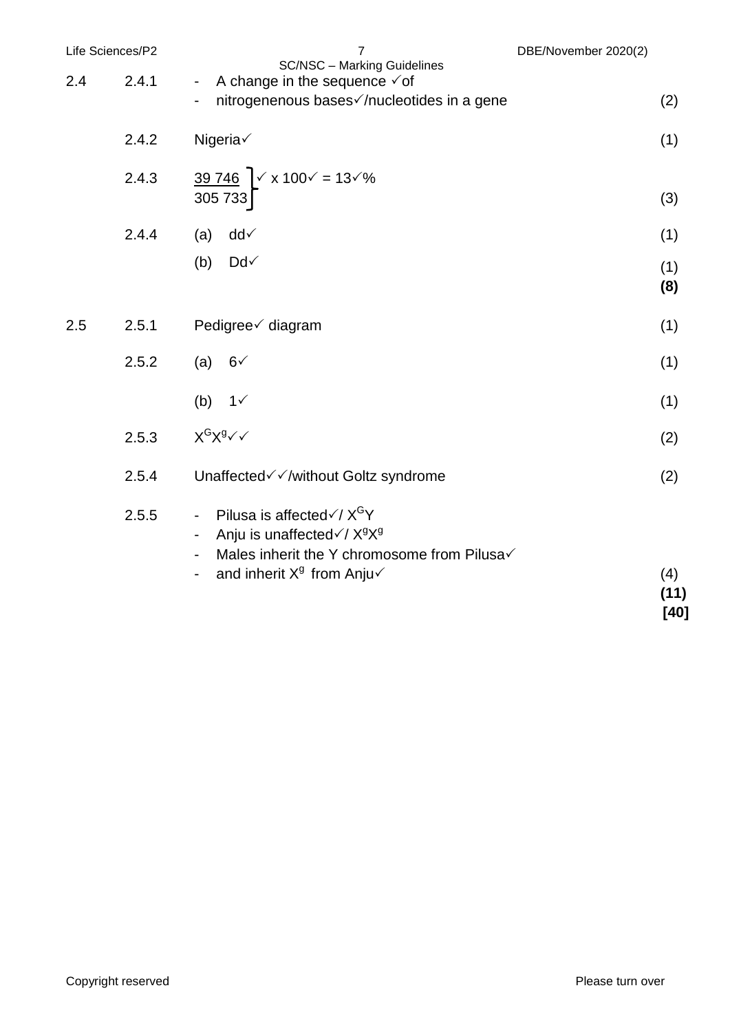| | | | |
|---|---|---|---|
| 2.4 | 2.4.1 | - A change in the sequence ✓of<br>- nitrogenenous bases✓/nucleotides in a gene | (2) |
| | 2.4.2 | Nigeria✓ | (1) |
| | 2.4.3 | $\frac{39\,746}{305\,733}$ ✓ x 100✓ = 13✓% | (3) |
| | 2.4.4 | (a) dd✓ | (1) |
| | | (b) Dd✓ | (1)<br>**(8)** |
| 2.5 | 2.5.1 | Pedigree✓ diagram | (1) |
| | 2.5.2 | (a) 6✓ | (1) |
| | | (b) 1✓ | (1) |
| | 2.5.3 | $X^GX^g$✓✓ | (2) |
| | 2.5.4 | Unaffected✓✓/without Goltz syndrome | (2) |
| | 2.5.5 | - Pilusa is affected✓/ $X^GY$<br>- Anju is unaffected✓/ $X^gX^g$<br>- Males inherit the Y chromosome from Pilusa✓<br>- and inherit $X^g$ from Anju✓ | (4)<br>**(11)**<br>**[40]** |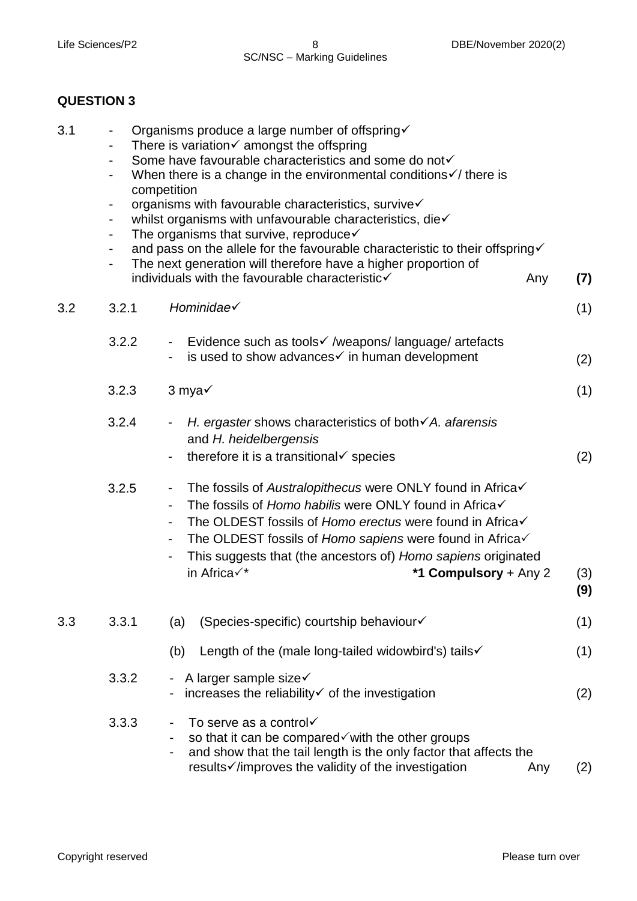## QUESTION 3

3.1
- Organisms produce a large number of offspring✓
- There is variation✓ amongst the offspring
- Some have favourable characteristics and some do not✓
- When there is a change in the environmental conditions✓/ there is competition
- organisms with favourable characteristics, survive✓
- whilst organisms with unfavourable characteristics, die✓
- The organisms that survive, reproduce✓
- and pass on the allele for the favourable characteristic to their offspring✓
- The next generation will therefore have a higher proportion of individuals with the favourable characteristic✓ Any **(7)**

3.2

3.2.1 *Hominidae*✓ (1)

3.2.2
- Evidence such as tools✓ /weapons/ language/ artefacts
- is used to show advances✓ in human development (2)

3.2.3 3 mya✓ (1)

3.2.4
- *H. ergaster* shows characteristics of both✓*A. afarensis* and *H. heidelbergensis*
- therefore it is a transitional✓ species (2)

3.2.5
- The fossils of *Australopithecus* were ONLY found in Africa✓
- The fossils of *Homo habilis* were ONLY found in Africa✓
- The OLDEST fossils of *Homo erectus* were found in Africa✓
- The OLDEST fossils of *Homo sapiens* were found in Africa✓
- This suggests that (the ancestors of) *Homo sapiens* originated in Africa✓* **\*1 Compulsory** + Any 2 (3)

**(9)**

3.3

3.3.1 (a) (Species-specific) courtship behaviour✓ (1)

(b) Length of the (male long-tailed widowbird's) tails✓ (1)

3.3.2
- A larger sample size✓
- increases the reliability✓ of the investigation (2)

3.3.3
- To serve as a control✓
- so that it can be compared✓with the other groups
- and show that the tail length is the only factor that affects the results✓/improves the validity of the investigation Any (2)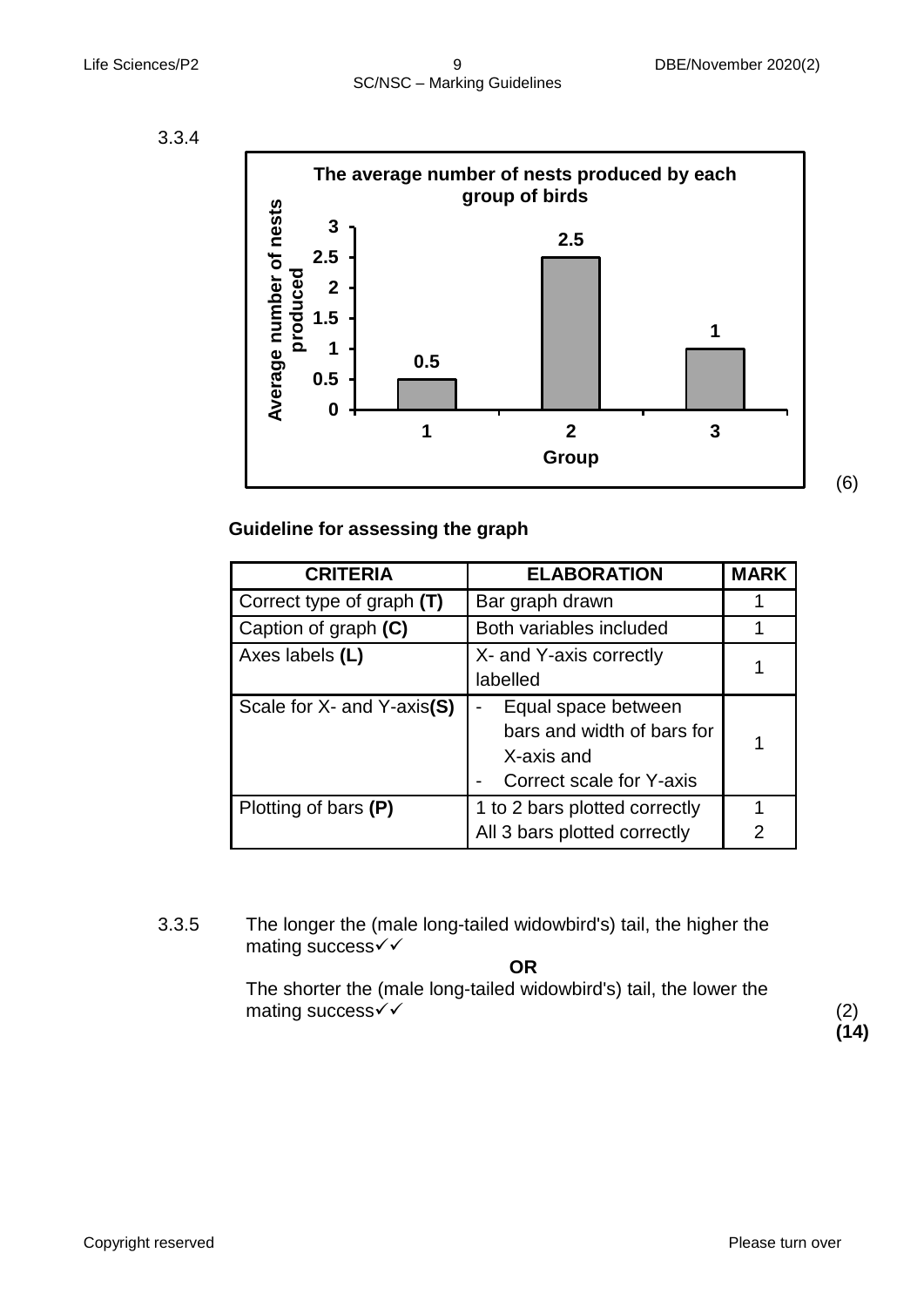3.3.4

**The average number of nests produced by each group of birds**

| Group | Average number of nests produced |
|---|---|
| 1 | 0.5 |
| 2 | 2.5 |
| 3 | 1 |

(6)

**Guideline for assessing the graph**

| CRITERIA | ELABORATION | MARK |
|---|---|---|
| Correct type of graph **(T)** | Bar graph drawn | 1 |
| Caption of graph **(C)** | Both variables included | 1 |
| Axes labels **(L)** | X- and Y-axis correctly labelled | 1 |
| Scale for X- and Y-axis**(S)** | - Equal space between bars and width of bars for X-axis and<br>- Correct scale for Y-axis | 1 |
| Plotting of bars **(P)** | 1 to 2 bars plotted correctly<br>All 3 bars plotted correctly | 1<br>2 |

3.3.5 The longer the (male long-tailed widowbird's) tail, the higher the mating success✓✓

**OR**

The shorter the (male long-tailed widowbird's) tail, the lower the mating success✓✓ (2)

**(14)**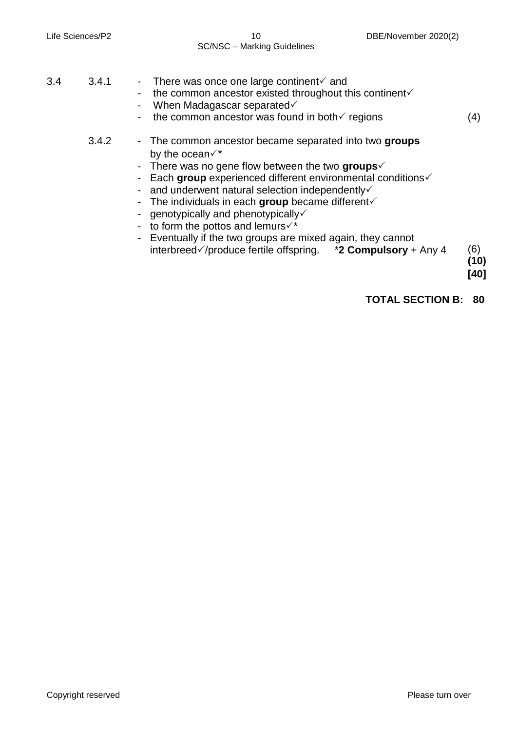3.4 3.4.1

- There was once one large continent✓ and
- the common ancestor existed throughout this continent✓
- When Madagascar separated✓
- the common ancestor was found in both✓ regions (4)

3.4.2

- The common ancestor became separated into two **groups** by the ocean✓*
- There was no gene flow between the two **groups**✓
- Each **group** experienced different environmental conditions✓
- and underwent natural selection independently✓
- The individuals in each **group** became different✓
- genotypically and phenotypically✓
- to form the pottos and lemurs✓*
- Eventually if the two groups are mixed again, they cannot interbreed✓/produce fertile offspring. ***2 Compulsory** + Any 4 (6)

**(10)**

**[40]**

**TOTAL SECTION B: 80**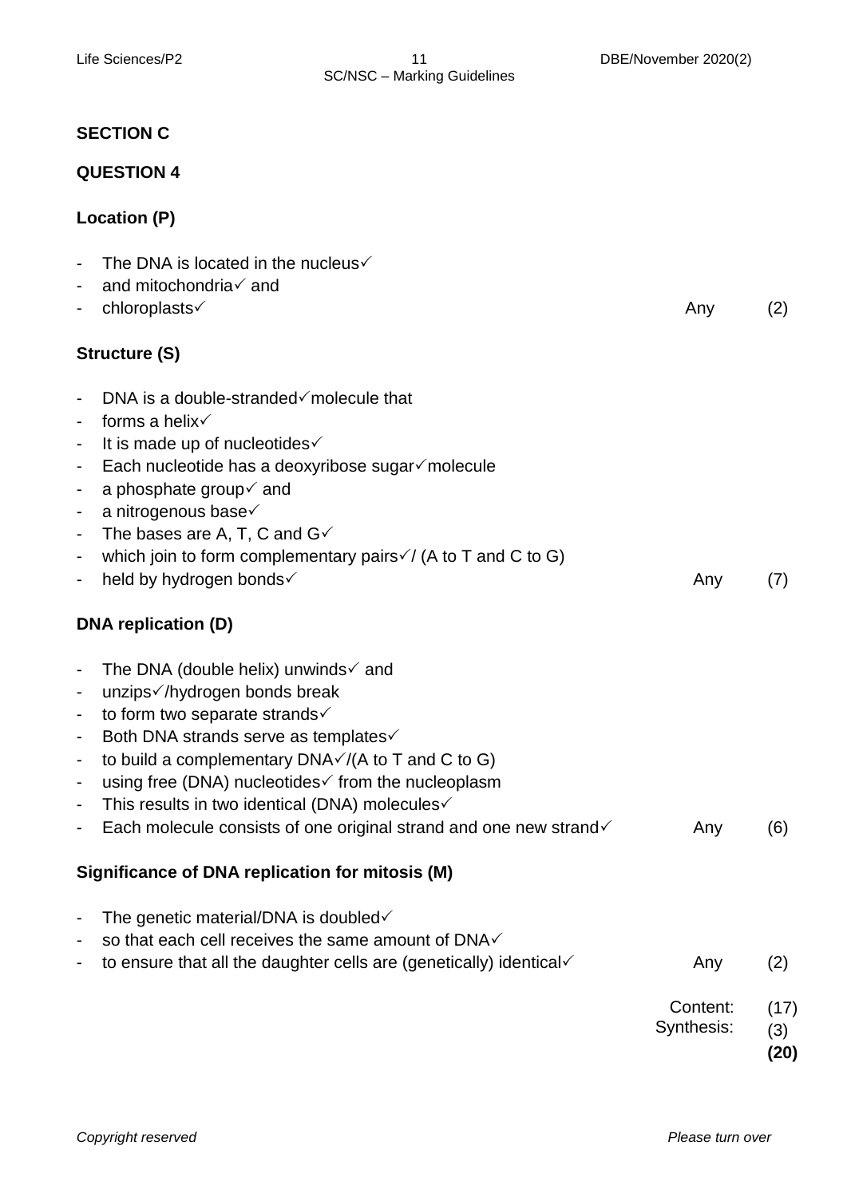## SECTION C

## QUESTION 4

### Location (P)

- The DNA is located in the nucleus✓
- and mitochondria✓ and
- chloroplasts✓ Any (2)

### Structure (S)

- DNA is a double-stranded✓molecule that
- forms a helix✓
- It is made up of nucleotides✓
- Each nucleotide has a deoxyribose sugar✓molecule
- a phosphate group✓ and
- a nitrogenous base✓
- The bases are A, T, C and G✓
- which join to form complementary pairs✓/ (A to T and C to G)
- held by hydrogen bonds✓ Any (7)

### DNA replication (D)

- The DNA (double helix) unwinds✓ and
- unzips✓/hydrogen bonds break
- to form two separate strands✓
- Both DNA strands serve as templates✓
- to build a complementary DNA✓/(A to T and C to G)
- using free (DNA) nucleotides✓ from the nucleoplasm
- This results in two identical (DNA) molecules✓
- Each molecule consists of one original strand and one new strand✓ Any (6)

### Significance of DNA replication for mitosis (M)

- The genetic material/DNA is doubled✓
- so that each cell receives the same amount of DNA✓
- to ensure that all the daughter cells are (genetically) identical✓ Any (2)

Content: (17)
Synthesis: (3)
**(20)**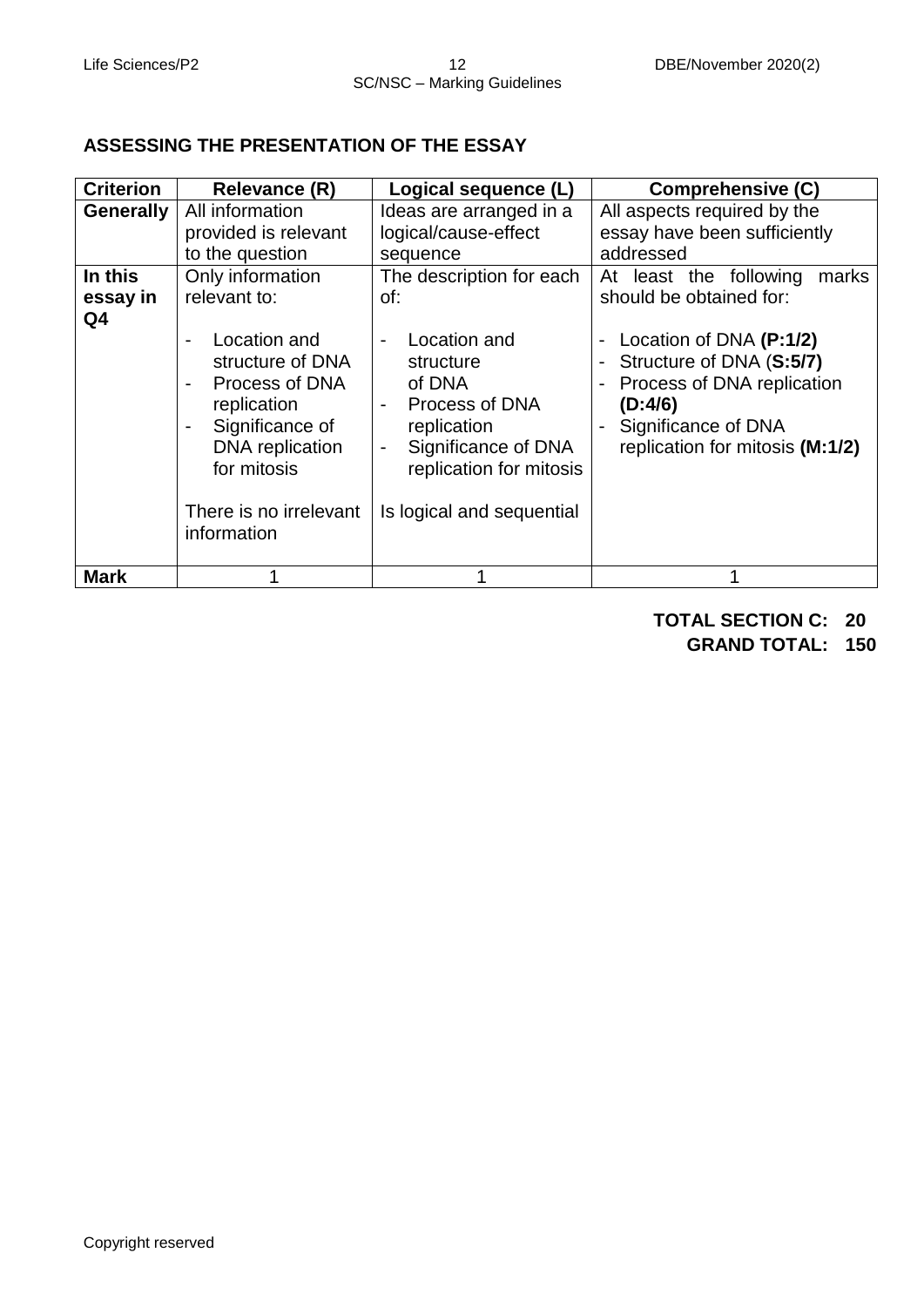## ASSESSING THE PRESENTATION OF THE ESSAY

| Criterion | Relevance (R) | Logical sequence (L) | Comprehensive (C) |
|---|---|---|---|
| **Generally** | All information provided is relevant to the question | Ideas are arranged in a logical/cause-effect sequence | All aspects required by the essay have been sufficiently addressed |
| **In this essay in Q4** | Only information relevant to:<br><br>- Location and structure of DNA<br>- Process of DNA replication<br>- Significance of DNA replication for mitosis<br><br>There is no irrelevant information | The description for each of:<br><br>- Location and structure of DNA<br>- Process of DNA replication<br>- Significance of DNA replication for mitosis<br><br>Is logical and sequential | At least the following marks should be obtained for:<br><br>- Location of DNA **(P:1/2)**<br>- Structure of DNA (**S:5/7)**<br>- Process of DNA replication **(D:4/6)**<br>- Significance of DNA replication for mitosis **(M:1/2)** |
| **Mark** | 1 | 1 | 1 |

**TOTAL SECTION C: 20**
**GRAND TOTAL: 150**